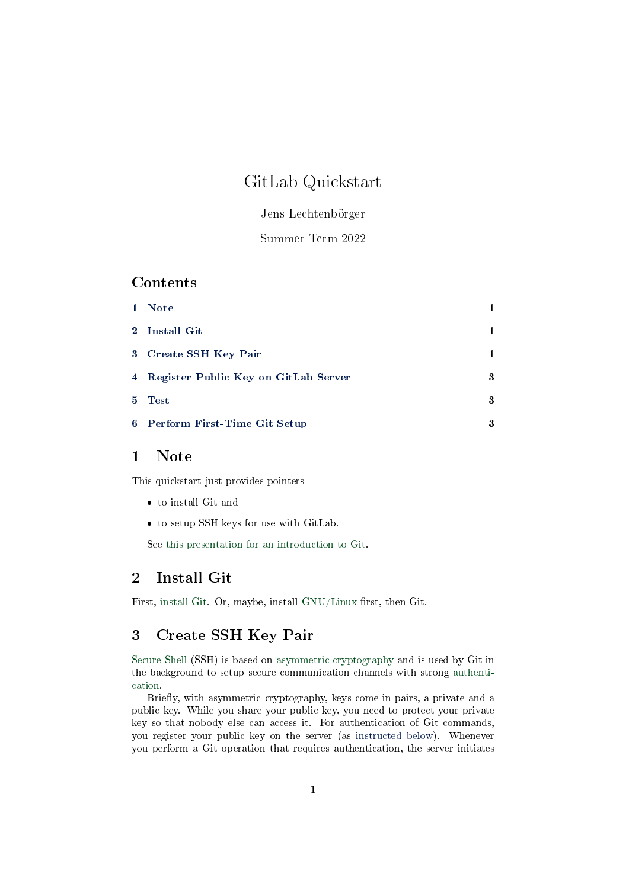# GitLab Quickstart

Jens Lechtenbörger

Summer Term 2022

## Contents

| | | |
|---|---|---|
| 1 | Note | 1 |
| 2 | Install Git | 1 |
| 3 | Create SSH Key Pair | 1 |
| 4 | Register Public Key on GitLab Server | 3 |
| 5 | Test | 3 |
| 6 | Perform First-Time Git Setup | 3 |

## 1 Note

This quickstart just provides pointers

- to install Git and
- to setup SSH keys for use with GitLab.

See this presentation for an introduction to Git.

## 2 Install Git

First, install Git. Or, maybe, install GNU/Linux first, then Git.

## 3 Create SSH Key Pair

Secure Shell (SSH) is based on asymmetric cryptography and is used by Git in the background to setup secure communication channels with strong authentication.

Briefly, with asymmetric cryptography, keys come in pairs, a private and a public key. While you share your public key, you need to protect your private key so that nobody else can access it. For authentication of Git commands, you register your public key on the server (as instructed below). Whenever you perform a Git operation that requires authentication, the server initiates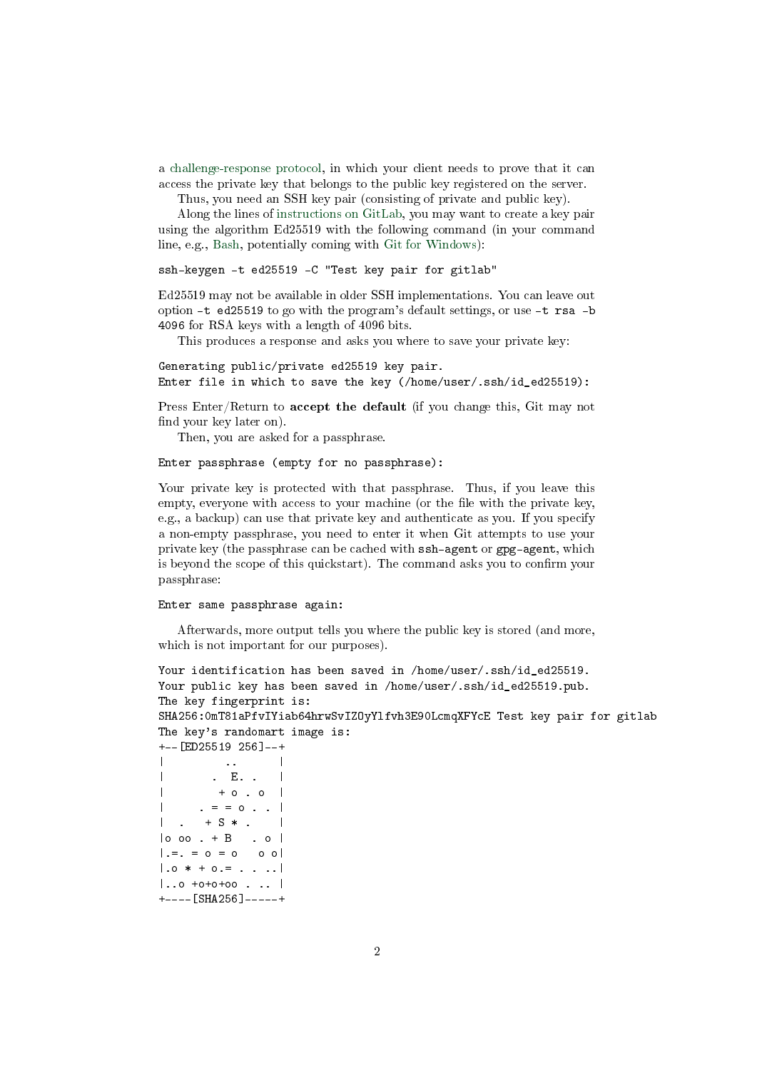a challenge-response protocol, in which your client needs to prove that it can access the private key that belongs to the public key registered on the server.

Thus, you need an SSH key pair (consisting of private and public key).

Along the lines of instructions on GitLab, you may want to create a key pair using the algorithm Ed25519 with the following command (in your command line, e.g., Bash, potentially coming with Git for Windows):

```
ssh-keygen -t ed25519 -C "Test key pair for gitlab"
```

Ed25519 may not be available in older SSH implementations. You can leave out option `-t ed25519` to go with the program's default settings, or use `-t rsa -b 4096` for RSA keys with a length of 4096 bits.

This produces a response and asks you where to save your private key:

```
Generating public/private ed25519 key pair.
Enter file in which to save the key (/home/user/.ssh/id_ed25519):
```

Press Enter/Return to **accept the default** (if you change this, Git may not find your key later on).

Then, you are asked for a passphrase.

```
Enter passphrase (empty for no passphrase):
```

Your private key is protected with that passphrase. Thus, if you leave this empty, everyone with access to your machine (or the file with the private key, e.g., a backup) can use that private key and authenticate as you. If you specify a non-empty passphrase, you need to enter it when Git attempts to use your private key (the passphrase can be cached with `ssh-agent` or `gpg-agent`, which is beyond the scope of this quickstart). The command asks you to confirm your passphrase:

```
Enter same passphrase again:
```

Afterwards, more output tells you where the public key is stored (and more, which is not important for our purposes).

```
Your identification has been saved in /home/user/.ssh/id_ed25519.
Your public key has been saved in /home/user/.ssh/id_ed25519.pub.
The key fingerprint is:
SHA256:0mT81aPfvIYiab64hrwSvIZOyYlfvh3E90LcmqXFYcE Test key pair for gitlab
The key's randomart image is:
+--[ED25519 256]--+
|          ..     |
|       .  E. .   |
|        + o . o  |
|     . = = o . . |
|  .   + S * .    |
|o oo . + B   . o |
|.=. = o = o   o o|
|.o * + o.= . . ..|
|..o +o+o+oo . .. |
+----[SHA256]-----+
```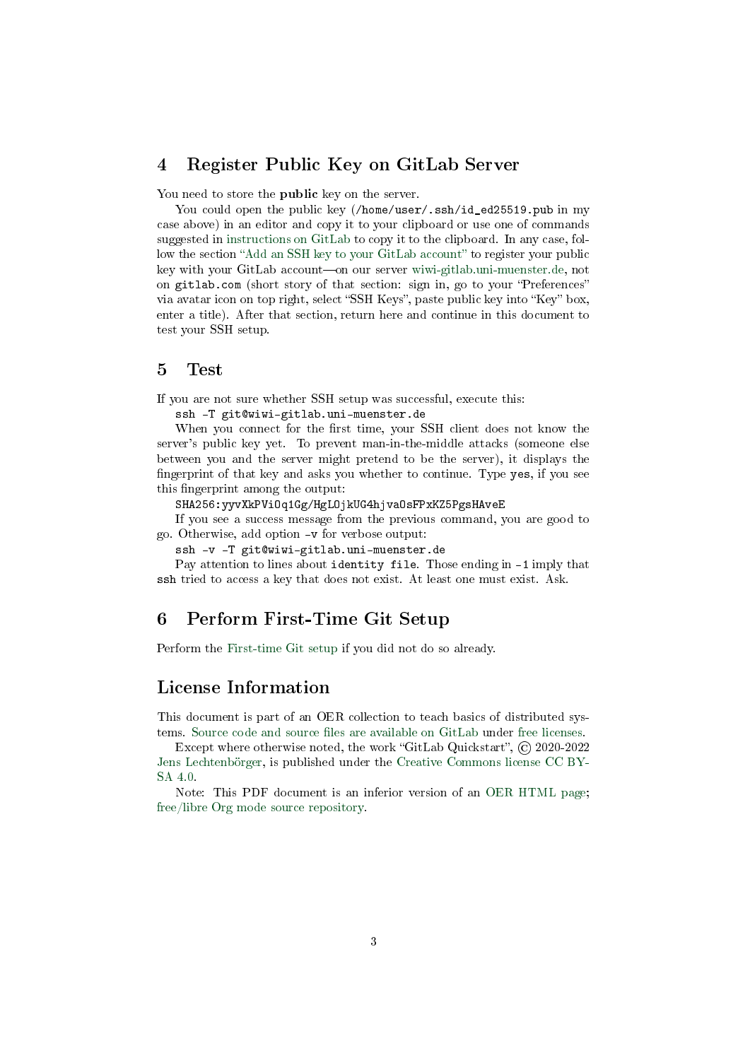## 4 Register Public Key on GitLab Server

You need to store the **public** key on the server.

You could open the public key (`/home/user/.ssh/id_ed25519.pub` in my case above) in an editor and copy it to your clipboard or use one of commands suggested in instructions on GitLab to copy it to the clipboard. In any case, follow the section "Add an SSH key to your GitLab account" to register your public key with your GitLab account—on our server wiwi-gitlab.uni-muenster.de, not on `gitlab.com` (short story of that section: sign in, go to your "Preferences" via avatar icon on top right, select "SSH Keys", paste public key into "Key" box, enter a title). After that section, return here and continue in this document to test your SSH setup.

## 5 Test

If you are not sure whether SSH setup was successful, execute this:

```
ssh -T git@wiwi-gitlab.uni-muenster.de
```

When you connect for the first time, your SSH client does not know the server's public key yet. To prevent man-in-the-middle attacks (someone else between you and the server might pretend to be the server), it displays the fingerprint of that key and asks you whether to continue. Type `yes`, if you see this fingerprint among the output:

```
SHA256:yyvXkPViOq1Gg/HgLOjkUG4hjvaOsFPxKZ5PgsHAveE
```

If you see a success message from the previous command, you are good to go. Otherwise, add option `-v` for verbose output:

```
ssh -v -T git@wiwi-gitlab.uni-muenster.de
```

Pay attention to lines about `identity file`. Those ending in `-1` imply that `ssh` tried to access a key that does not exist. At least one must exist. Ask.

## 6 Perform First-Time Git Setup

Perform the First-time Git setup if you did not do so already.

## License Information

This document is part of an OER collection to teach basics of distributed systems. Source code and source files are available on GitLab under free licenses.

Except where otherwise noted, the work "GitLab Quickstart", © 2020-2022 Jens Lechtenbörger, is published under the Creative Commons license CC BY-SA 4.0.

Note: This PDF document is an inferior version of an OER HTML page; free/libre Org mode source repository.